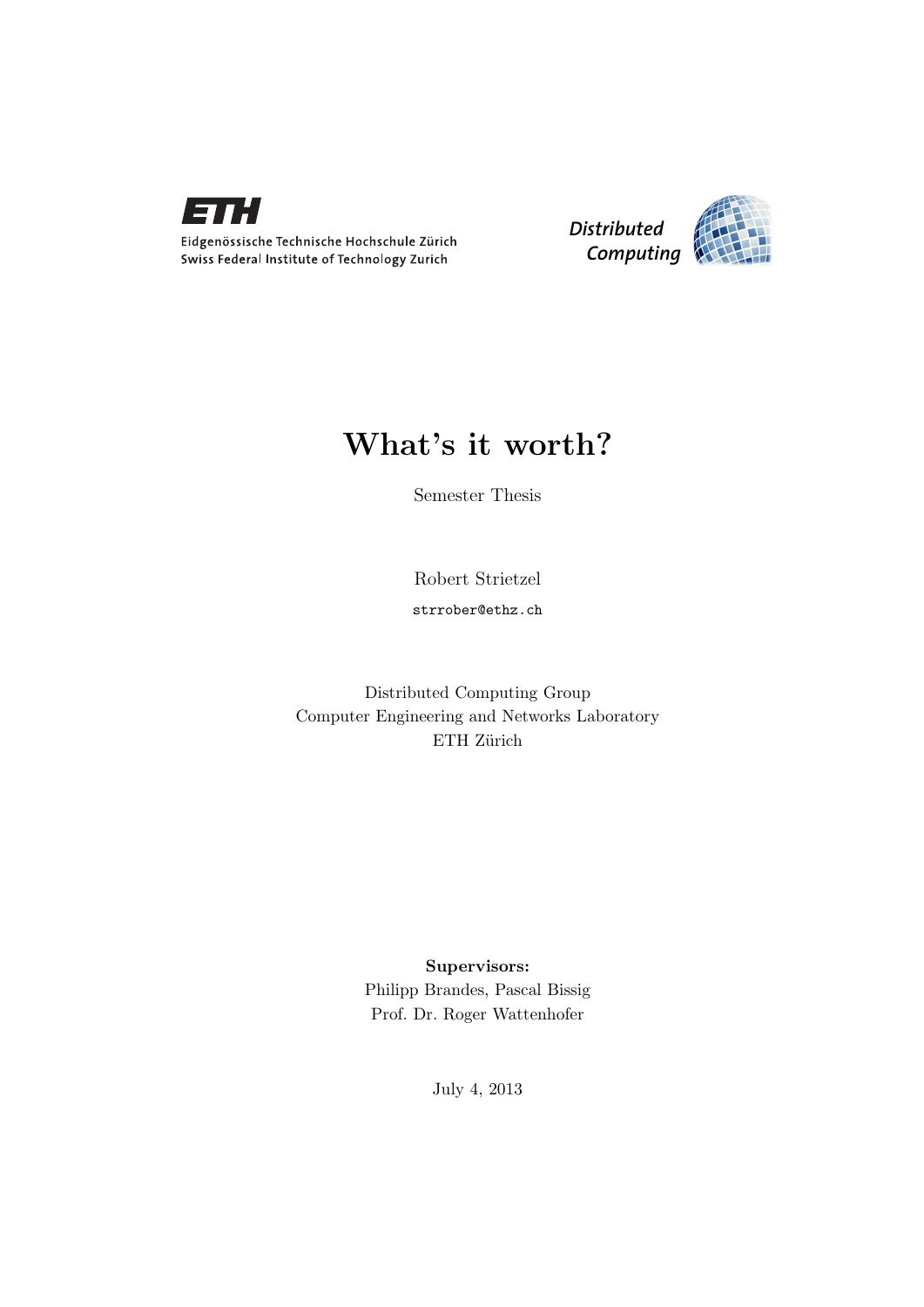ETH

Eidgenössische Technische Hochschule Zürich
Swiss Federal Institute of Technology Zurich

Distributed Computing

# What's it worth?

Semester Thesis

Robert Strietzel

strrober@ethz.ch

Distributed Computing Group
Computer Engineering and Networks Laboratory
ETH Zürich

**Supervisors:**
Philipp Brandes, Pascal Bissig
Prof. Dr. Roger Wattenhofer

July 4, 2013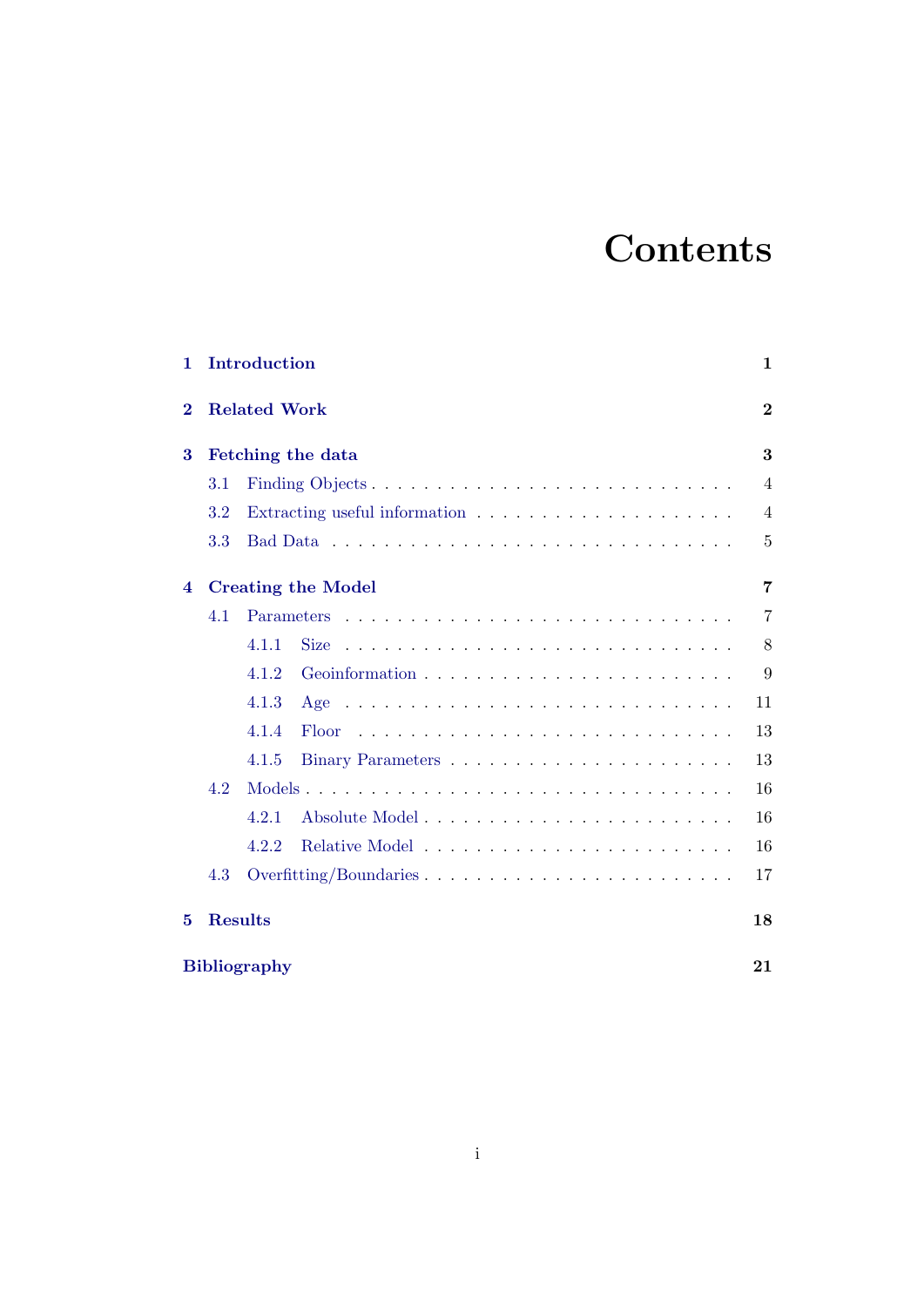# Contents

- **1 Introduction** — **1**
- **2 Related Work** — **2**
- **3 Fetching the data** — **3**
  - 3.1 Finding Objects — 4
  - 3.2 Extracting useful information — 4
  - 3.3 Bad Data — 5
- **4 Creating the Model** — **7**
  - 4.1 Parameters — 7
    - 4.1.1 Size — 8
    - 4.1.2 Geoinformation — 9
    - 4.1.3 Age — 11
    - 4.1.4 Floor — 13
    - 4.1.5 Binary Parameters — 13
  - 4.2 Models — 16
    - 4.2.1 Absolute Model — 16
    - 4.2.2 Relative Model — 16
  - 4.3 Overfitting/Boundaries — 17
- **5 Results** — **18**
- **Bibliography** — **21**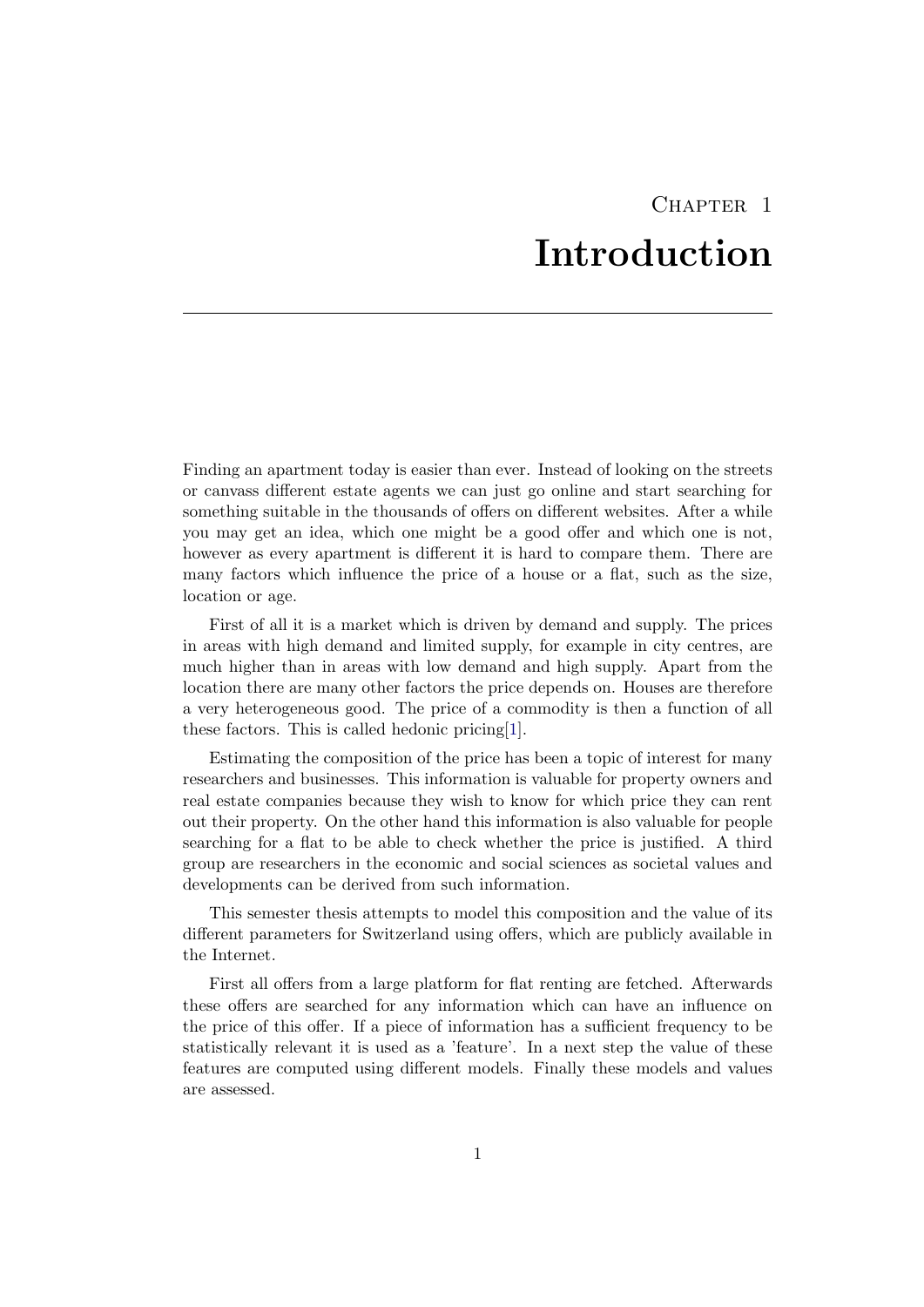# Chapter 1
# Introduction

Finding an apartment today is easier than ever. Instead of looking on the streets or canvass different estate agents we can just go online and start searching for something suitable in the thousands of offers on different websites. After a while you may get an idea, which one might be a good offer and which one is not, however as every apartment is different it is hard to compare them. There are many factors which influence the price of a house or a flat, such as the size, location or age.

First of all it is a market which is driven by demand and supply. The prices in areas with high demand and limited supply, for example in city centres, are much higher than in areas with low demand and high supply. Apart from the location there are many other factors the price depends on. Houses are therefore a very heterogeneous good. The price of a commodity is then a function of all these factors. This is called hedonic pricing[1].

Estimating the composition of the price has been a topic of interest for many researchers and businesses. This information is valuable for property owners and real estate companies because they wish to know for which price they can rent out their property. On the other hand this information is also valuable for people searching for a flat to be able to check whether the price is justified. A third group are researchers in the economic and social sciences as societal values and developments can be derived from such information.

This semester thesis attempts to model this composition and the value of its different parameters for Switzerland using offers, which are publicly available in the Internet.

First all offers from a large platform for flat renting are fetched. Afterwards these offers are searched for any information which can have an influence on the price of this offer. If a piece of information has a sufficient frequency to be statistically relevant it is used as a 'feature'. In a next step the value of these features are computed using different models. Finally these models and values are assessed.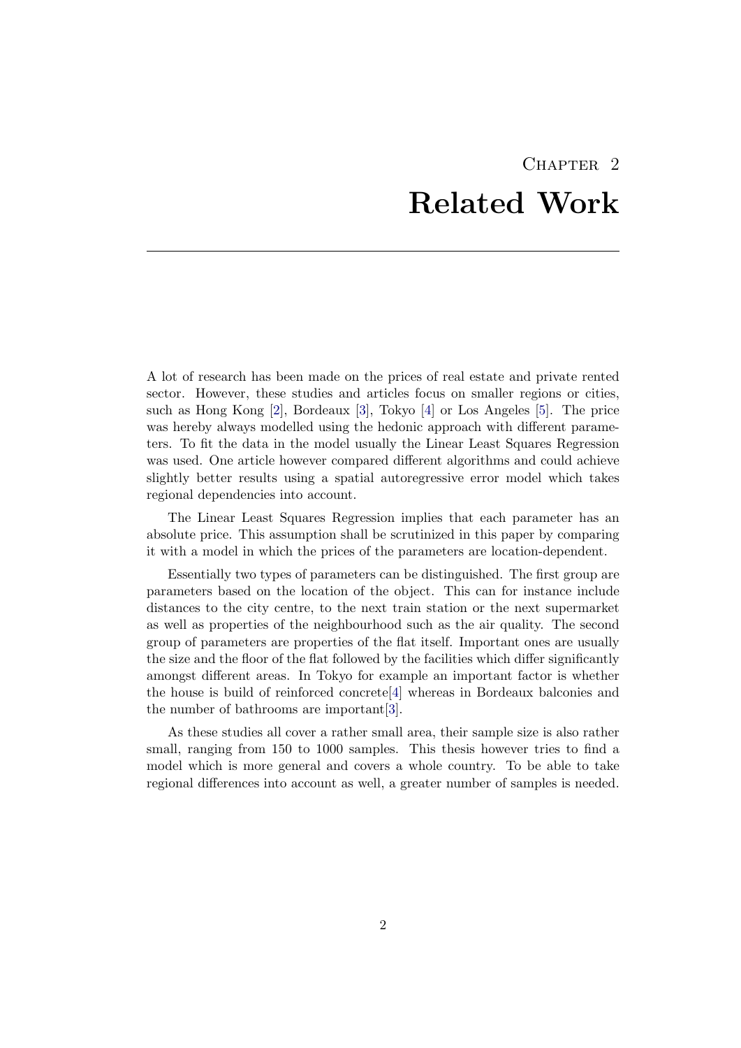# Chapter 2
# Related Work

A lot of research has been made on the prices of real estate and private rented sector. However, these studies and articles focus on smaller regions or cities, such as Hong Kong [2], Bordeaux [3], Tokyo [4] or Los Angeles [5]. The price was hereby always modelled using the hedonic approach with different parameters. To fit the data in the model usually the Linear Least Squares Regression was used. One article however compared different algorithms and could achieve slightly better results using a spatial autoregressive error model which takes regional dependencies into account.

The Linear Least Squares Regression implies that each parameter has an absolute price. This assumption shall be scrutinized in this paper by comparing it with a model in which the prices of the parameters are location-dependent.

Essentially two types of parameters can be distinguished. The first group are parameters based on the location of the object. This can for instance include distances to the city centre, to the next train station or the next supermarket as well as properties of the neighbourhood such as the air quality. The second group of parameters are properties of the flat itself. Important ones are usually the size and the floor of the flat followed by the facilities which differ significantly amongst different areas. In Tokyo for example an important factor is whether the house is build of reinforced concrete[4] whereas in Bordeaux balconies and the number of bathrooms are important[3].

As these studies all cover a rather small area, their sample size is also rather small, ranging from 150 to 1000 samples. This thesis however tries to find a model which is more general and covers a whole country. To be able to take regional differences into account as well, a greater number of samples is needed.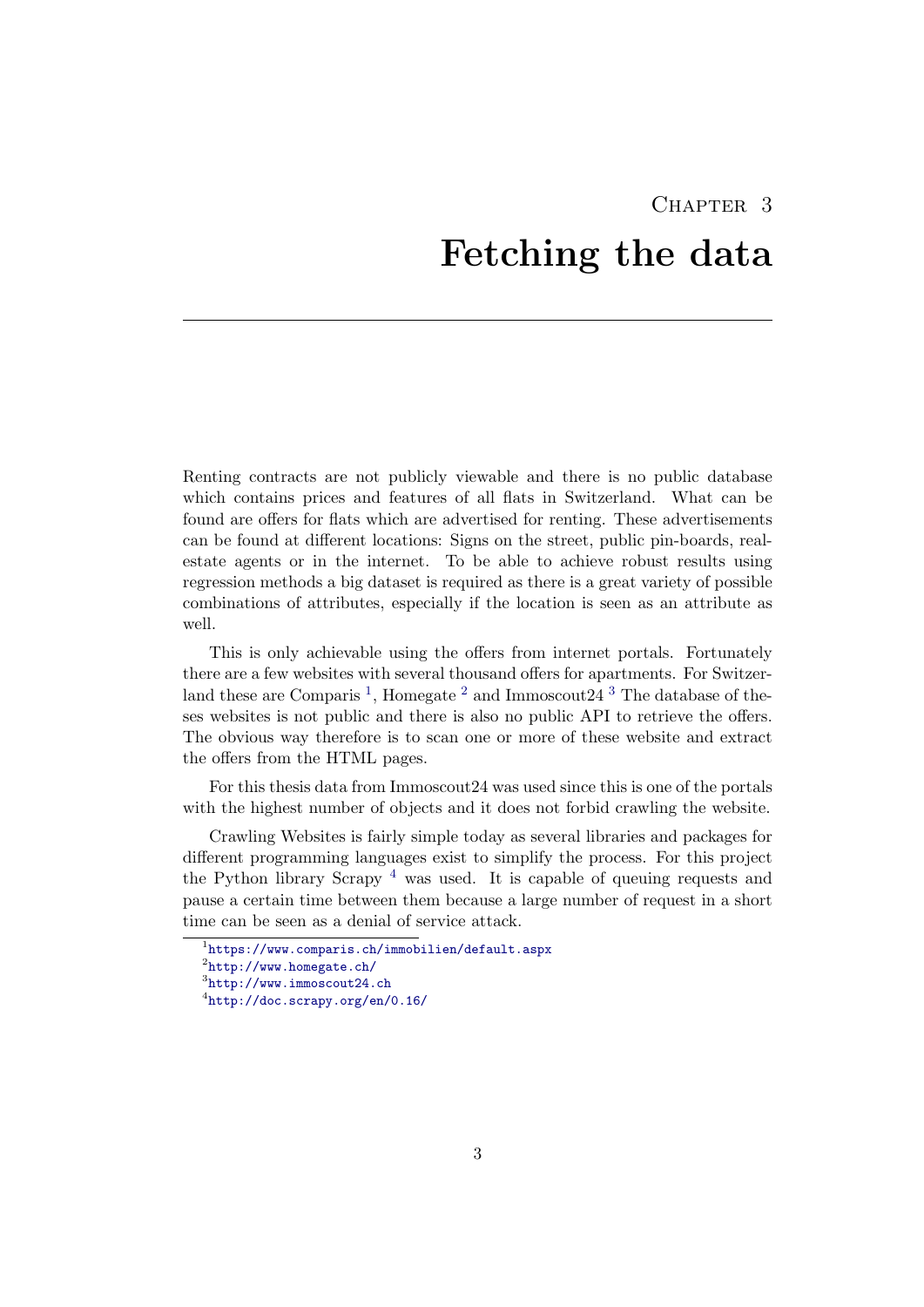# Chapter 3

# Fetching the data

Renting contracts are not publicly viewable and there is no public database which contains prices and features of all flats in Switzerland. What can be found are offers for flats which are advertised for renting. These advertisements can be found at different locations: Signs on the street, public pin-boards, real-estate agents or in the internet. To be able to achieve robust results using regression methods a big dataset is required as there is a great variety of possible combinations of attributes, especially if the location is seen as an attribute as well.

This is only achievable using the offers from internet portals. Fortunately there are a few websites with several thousand offers for apartments. For Switzerland these are Comparis [1], Homegate [2] and Immoscout24 [3] The database of theses websites is not public and there is also no public API to retrieve the offers. The obvious way therefore is to scan one or more of these website and extract the offers from the HTML pages.

For this thesis data from Immoscout24 was used since this is one of the portals with the highest number of objects and it does not forbid crawling the website.

Crawling Websites is fairly simple today as several libraries and packages for different programming languages exist to simplify the process. For this project the Python library Scrapy [4] was used. It is capable of queuing requests and pause a certain time between them because a large number of request in a short time can be seen as a denial of service attack.

[1] https://www.comparis.ch/immobilien/default.aspx

[2] http://www.homegate.ch/

[3] http://www.immoscout24.ch

[4] http://doc.scrapy.org/en/0.16/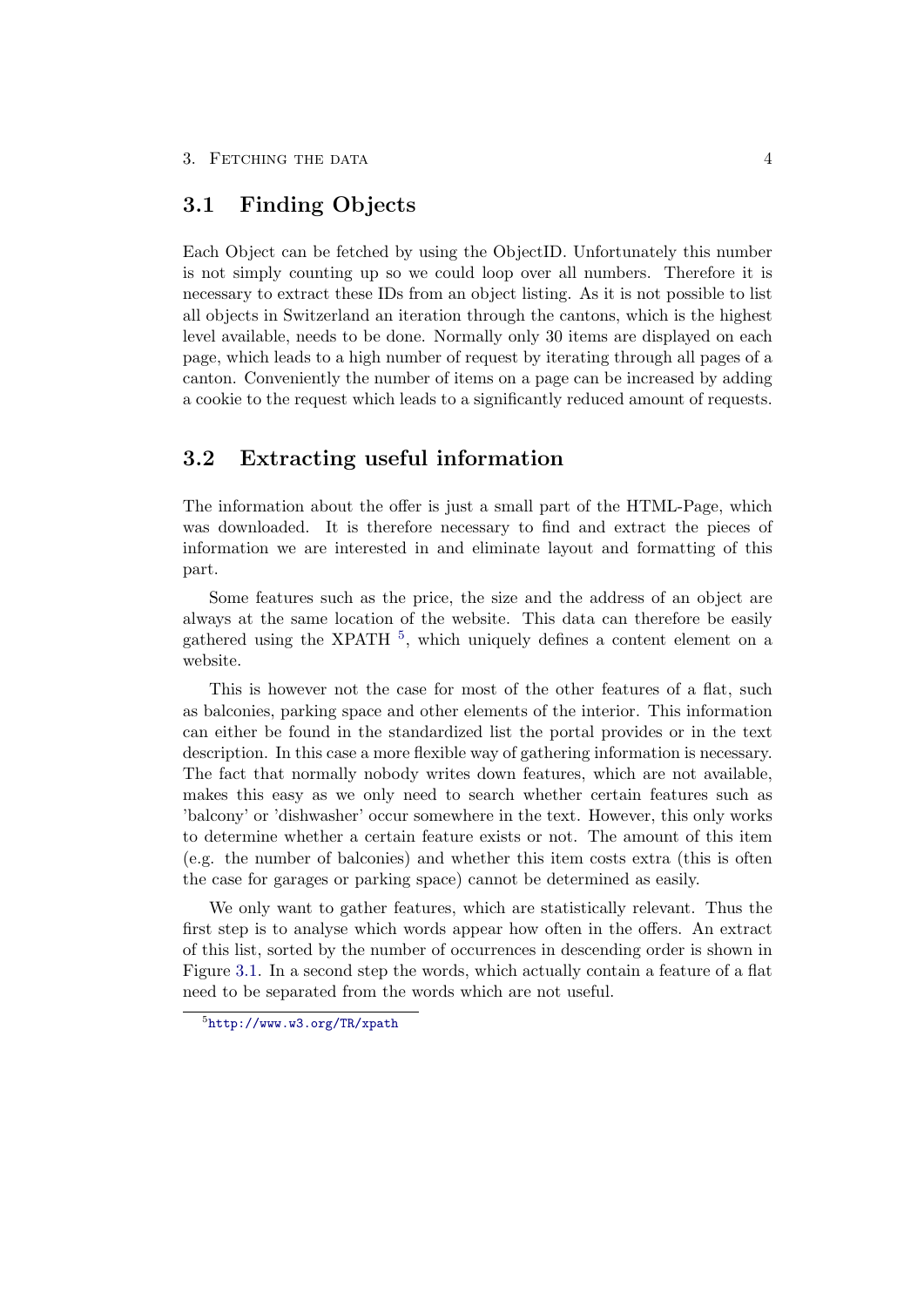## 3.1 Finding Objects

Each Object can be fetched by using the ObjectID. Unfortunately this number is not simply counting up so we could loop over all numbers. Therefore it is necessary to extract these IDs from an object listing. As it is not possible to list all objects in Switzerland an iteration through the cantons, which is the highest level available, needs to be done. Normally only 30 items are displayed on each page, which leads to a high number of request by iterating through all pages of a canton. Conveniently the number of items on a page can be increased by adding a cookie to the request which leads to a significantly reduced amount of requests.

## 3.2 Extracting useful information

The information about the offer is just a small part of the HTML-Page, which was downloaded. It is therefore necessary to find and extract the pieces of information we are interested in and eliminate layout and formatting of this part.

Some features such as the price, the size and the address of an object are always at the same location of the website. This data can therefore be easily gathered using the XPATH [5], which uniquely defines a content element on a website.

This is however not the case for most of the other features of a flat, such as balconies, parking space and other elements of the interior. This information can either be found in the standardized list the portal provides or in the text description. In this case a more flexible way of gathering information is necessary. The fact that normally nobody writes down features, which are not available, makes this easy as we only need to search whether certain features such as 'balcony' or 'dishwasher' occur somewhere in the text. However, this only works to determine whether a certain feature exists or not. The amount of this item (e.g. the number of balconies) and whether this item costs extra (this is often the case for garages or parking space) cannot be determined as easily.

We only want to gather features, which are statistically relevant. Thus the first step is to analyse which words appear how often in the offers. An extract of this list, sorted by the number of occurrences in descending order is shown in Figure 3.1. In a second step the words, which actually contain a feature of a flat need to be separated from the words which are not useful.

[5] http://www.w3.org/TR/xpath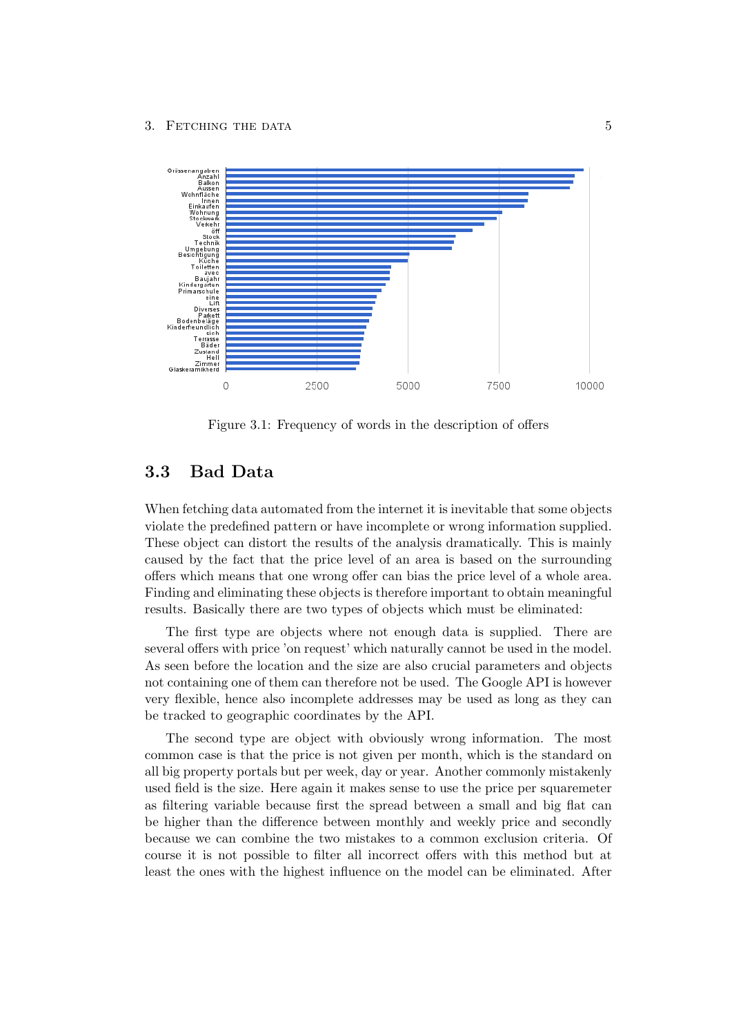Figure 3.1: Frequency of words in the description of offers

## 3.3 Bad Data

When fetching data automated from the internet it is inevitable that some objects violate the predefined pattern or have incomplete or wrong information supplied. These object can distort the results of the analysis dramatically. This is mainly caused by the fact that the price level of an area is based on the surrounding offers which means that one wrong offer can bias the price level of a whole area. Finding and eliminating these objects is therefore important to obtain meaningful results. Basically there are two types of objects which must be eliminated:

The first type are objects where not enough data is supplied. There are several offers with price 'on request' which naturally cannot be used in the model. As seen before the location and the size are also crucial parameters and objects not containing one of them can therefore not be used. The Google API is however very flexible, hence also incomplete addresses may be used as long as they can be tracked to geographic coordinates by the API.

The second type are object with obviously wrong information. The most common case is that the price is not given per month, which is the standard on all big property portals but per week, day or year. Another commonly mistakenly used field is the size. Here again it makes sense to use the price per squaremeter as filtering variable because first the spread between a small and big flat can be higher than the difference between monthly and weekly price and secondly because we can combine the two mistakes to a common exclusion criteria. Of course it is not possible to filter all incorrect offers with this method but at least the ones with the highest influence on the model can be eliminated. After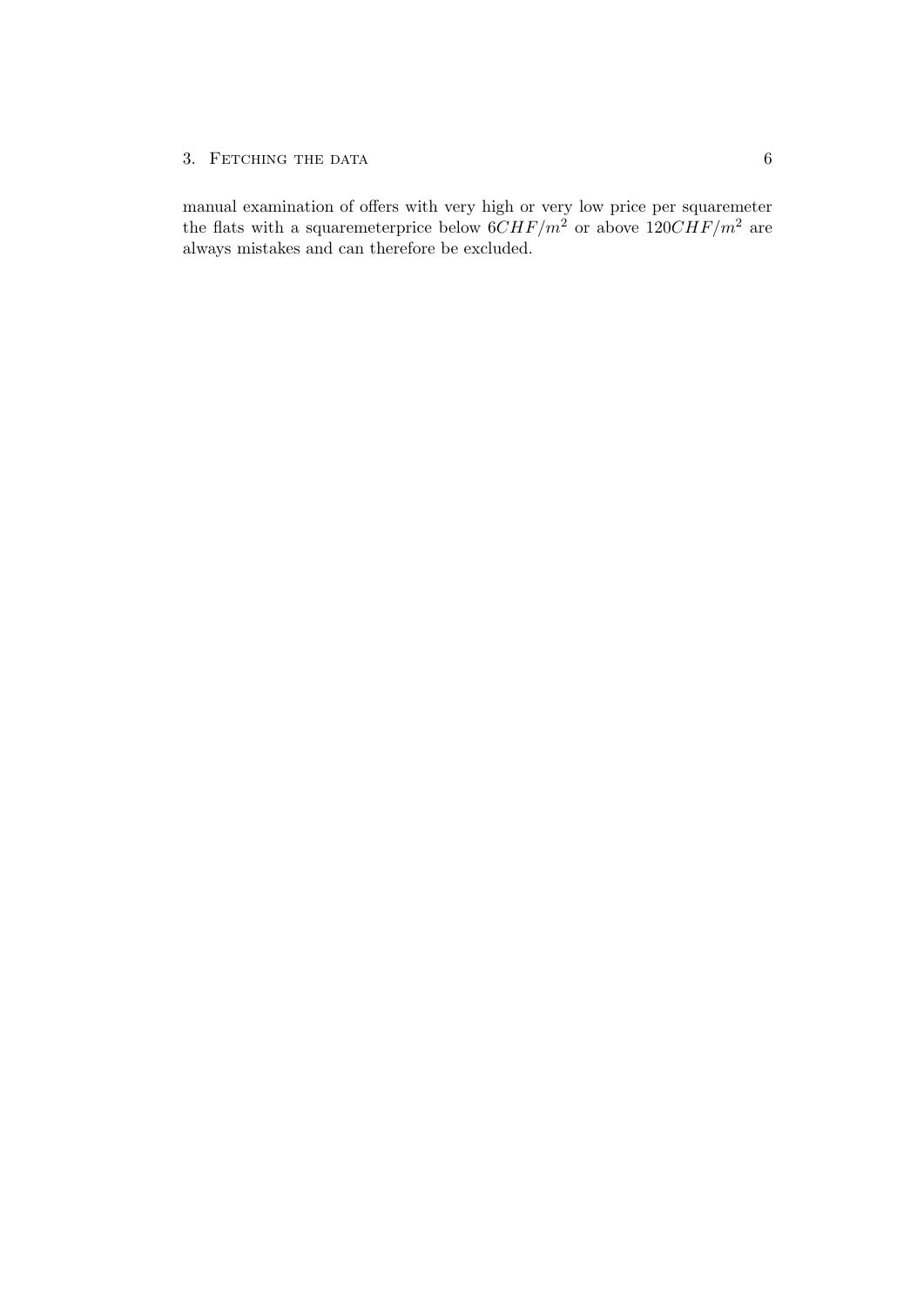manual examination of offers with very high or very low price per squaremeter the flats with a squaremeterprice below $6CHF/m^2$ or above $120CHF/m^2$ are always mistakes and can therefore be excluded.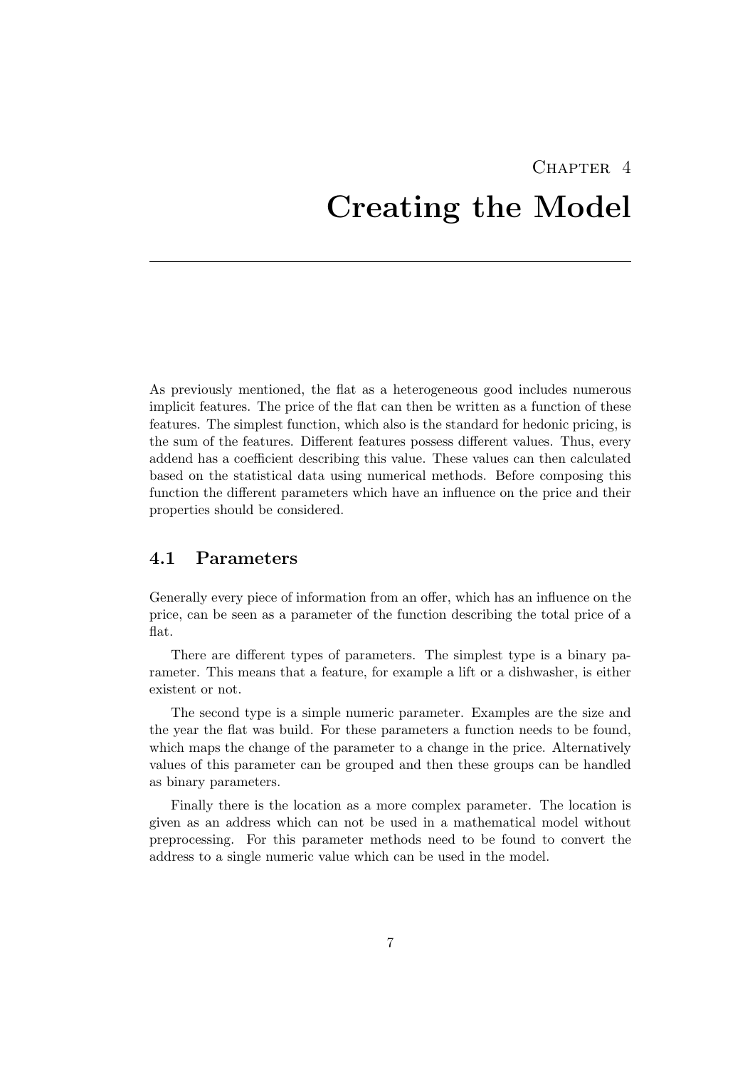# Chapter 4

# Creating the Model

As previously mentioned, the flat as a heterogeneous good includes numerous implicit features. The price of the flat can then be written as a function of these features. The simplest function, which also is the standard for hedonic pricing, is the sum of the features. Different features possess different values. Thus, every addend has a coefficient describing this value. These values can then calculated based on the statistical data using numerical methods. Before composing this function the different parameters which have an influence on the price and their properties should be considered.

## 4.1 Parameters

Generally every piece of information from an offer, which has an influence on the price, can be seen as a parameter of the function describing the total price of a flat.

There are different types of parameters. The simplest type is a binary parameter. This means that a feature, for example a lift or a dishwasher, is either existent or not.

The second type is a simple numeric parameter. Examples are the size and the year the flat was build. For these parameters a function needs to be found, which maps the change of the parameter to a change in the price. Alternatively values of this parameter can be grouped and then these groups can be handled as binary parameters.

Finally there is the location as a more complex parameter. The location is given as an address which can not be used in a mathematical model without preprocessing. For this parameter methods need to be found to convert the address to a single numeric value which can be used in the model.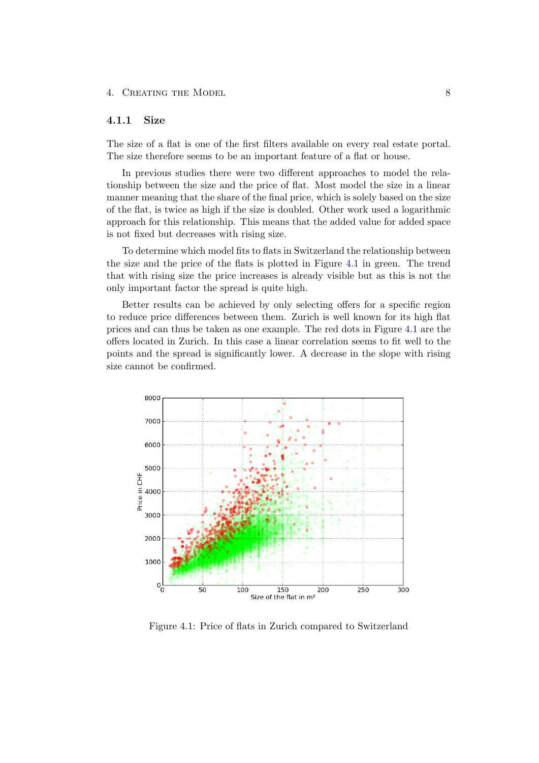### 4.1.1 Size

The size of a flat is one of the first filters available on every real estate portal. The size therefore seems to be an important feature of a flat or house.

In previous studies there were two different approaches to model the relationship between the size and the price of flat. Most model the size in a linear manner meaning that the share of the final price, which is solely based on the size of the flat, is twice as high if the size is doubled. Other work used a logarithmic approach for this relationship. This means that the added value for added space is not fixed but decreases with rising size.

To determine which model fits to flats in Switzerland the relationship between the size and the price of the flats is plotted in Figure 4.1 in green. The trend that with rising size the price increases is already visible but as this is not the only important factor the spread is quite high.

Better results can be achieved by only selecting offers for a specific region to reduce price differences between them. Zurich is well known for its high flat prices and can thus be taken as one example. The red dots in Figure 4.1 are the offers located in Zurich. In this case a linear correlation seems to fit well to the points and the spread is significantly lower. A decrease in the slope with rising size cannot be confirmed.

Figure 4.1: Price of flats in Zurich compared to Switzerland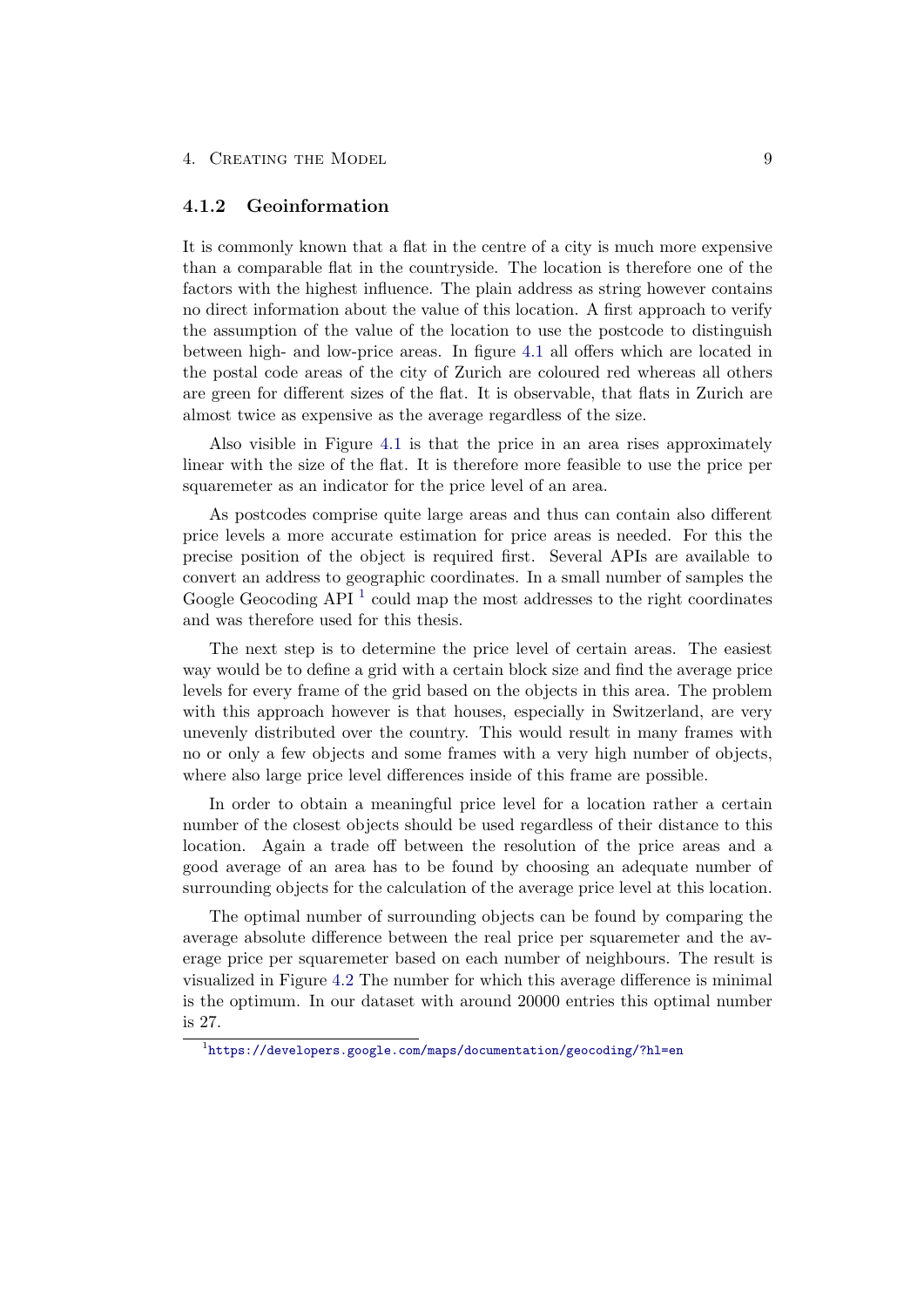### 4.1.2 Geoinformation

It is commonly known that a flat in the centre of a city is much more expensive than a comparable flat in the countryside. The location is therefore one of the factors with the highest influence. The plain address as string however contains no direct information about the value of this location. A first approach to verify the assumption of the value of the location to use the postcode to distinguish between high- and low-price areas. In figure 4.1 all offers which are located in the postal code areas of the city of Zurich are coloured red whereas all others are green for different sizes of the flat. It is observable, that flats in Zurich are almost twice as expensive as the average regardless of the size.

Also visible in Figure 4.1 is that the price in an area rises approximately linear with the size of the flat. It is therefore more feasible to use the price per squaremeter as an indicator for the price level of an area.

As postcodes comprise quite large areas and thus can contain also different price levels a more accurate estimation for price areas is needed. For this the precise position of the object is required first. Several APIs are available to convert an address to geographic coordinates. In a small number of samples the Google Geocoding API [1] could map the most addresses to the right coordinates and was therefore used for this thesis.

The next step is to determine the price level of certain areas. The easiest way would be to define a grid with a certain block size and find the average price levels for every frame of the grid based on the objects in this area. The problem with this approach however is that houses, especially in Switzerland, are very unevenly distributed over the country. This would result in many frames with no or only a few objects and some frames with a very high number of objects, where also large price level differences inside of this frame are possible.

In order to obtain a meaningful price level for a location rather a certain number of the closest objects should be used regardless of their distance to this location. Again a trade off between the resolution of the price areas and a good average of an area has to be found by choosing an adequate number of surrounding objects for the calculation of the average price level at this location.

The optimal number of surrounding objects can be found by comparing the average absolute difference between the real price per squaremeter and the average price per squaremeter based on each number of neighbours. The result is visualized in Figure 4.2 The number for which this average difference is minimal is the optimum. In our dataset with around 20000 entries this optimal number is 27.

[1] https://developers.google.com/maps/documentation/geocoding/?hl=en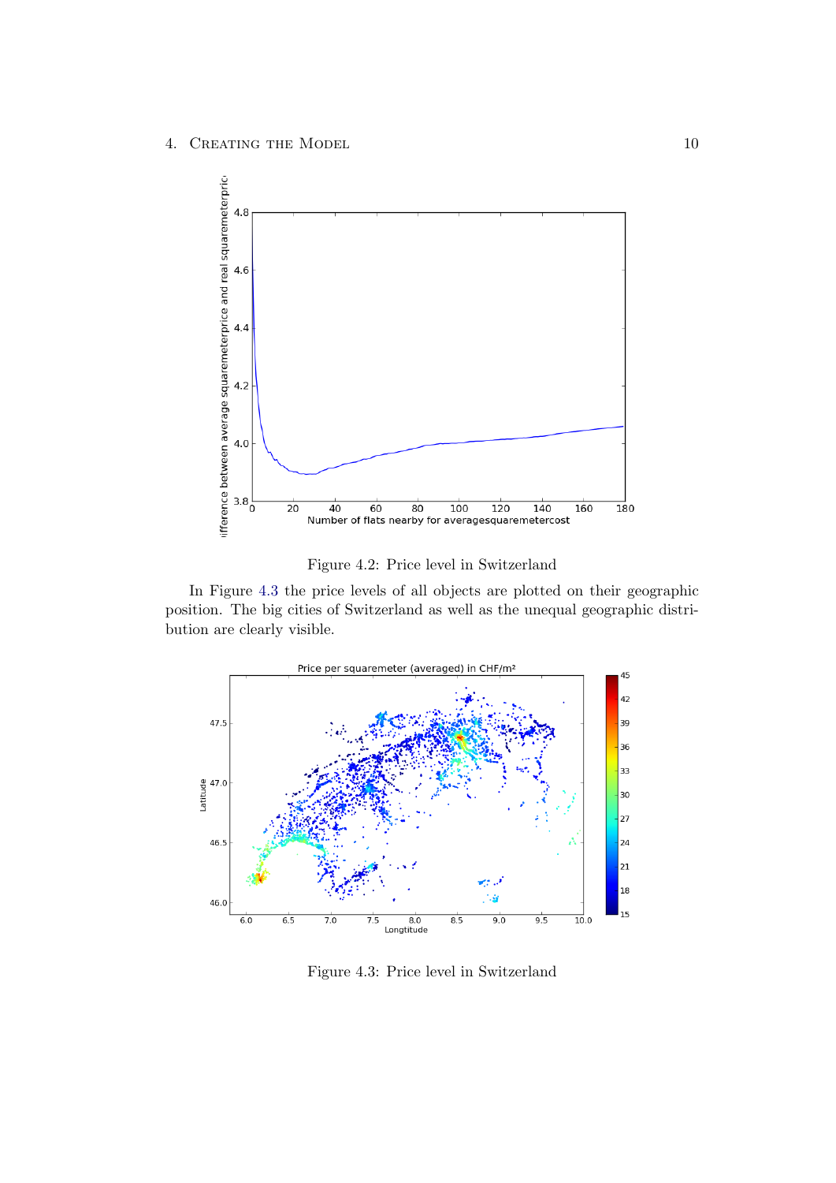Figure 4.2: Price level in Switzerland

In Figure 4.3 the price levels of all objects are plotted on their geographic position. The big cities of Switzerland as well as the unequal geographic distribution are clearly visible.

Figure 4.3: Price level in Switzerland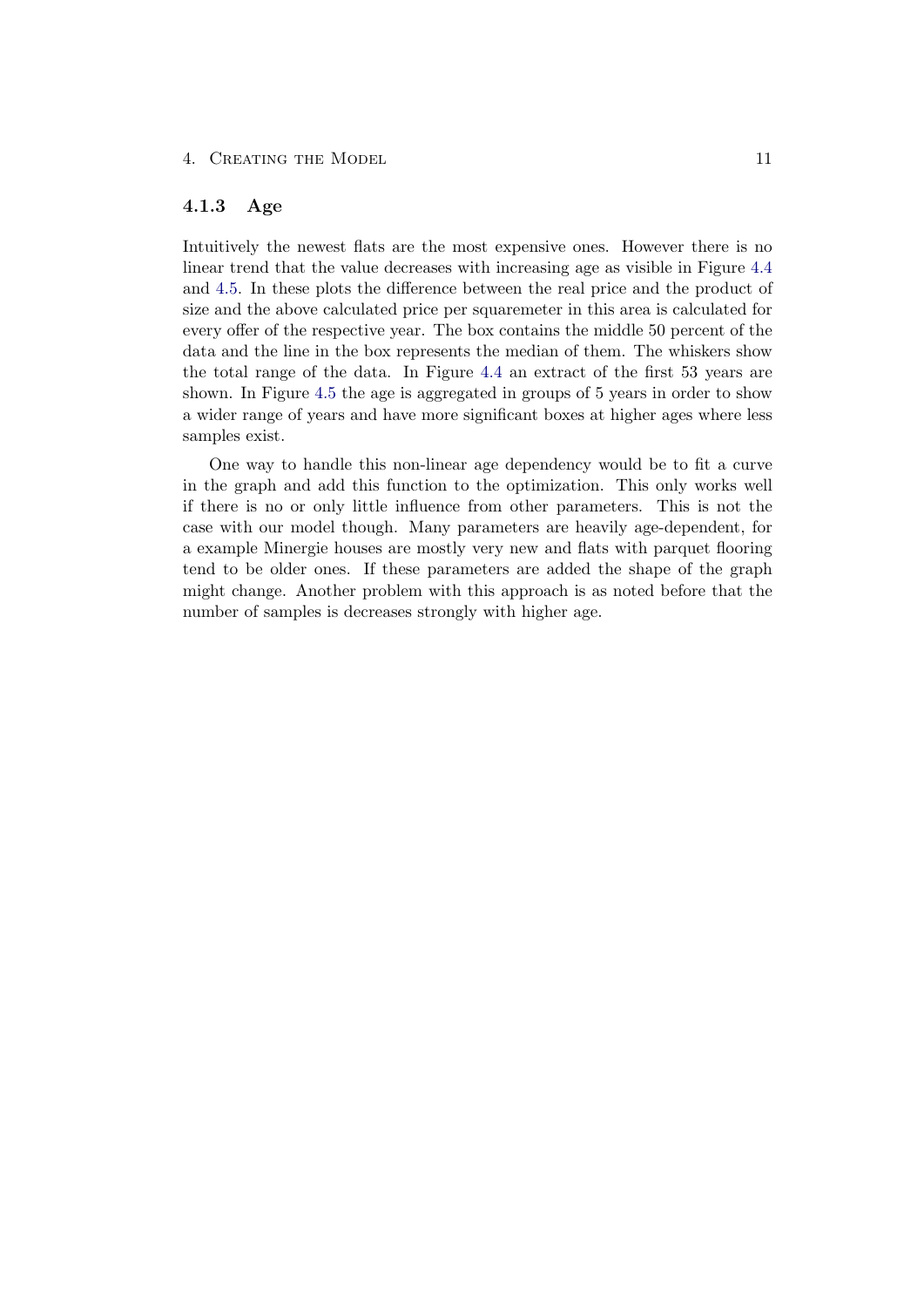### 4.1.3 Age

Intuitively the newest flats are the most expensive ones. However there is no linear trend that the value decreases with increasing age as visible in Figure 4.4 and 4.5. In these plots the difference between the real price and the product of size and the above calculated price per squaremeter in this area is calculated for every offer of the respective year. The box contains the middle 50 percent of the data and the line in the box represents the median of them. The whiskers show the total range of the data. In Figure 4.4 an extract of the first 53 years are shown. In Figure 4.5 the age is aggregated in groups of 5 years in order to show a wider range of years and have more significant boxes at higher ages where less samples exist.

One way to handle this non-linear age dependency would be to fit a curve in the graph and add this function to the optimization. This only works well if there is no or only little influence from other parameters. This is not the case with our model though. Many parameters are heavily age-dependent, for a example Minergie houses are mostly very new and flats with parquet flooring tend to be older ones. If these parameters are added the shape of the graph might change. Another problem with this approach is as noted before that the number of samples is decreases strongly with higher age.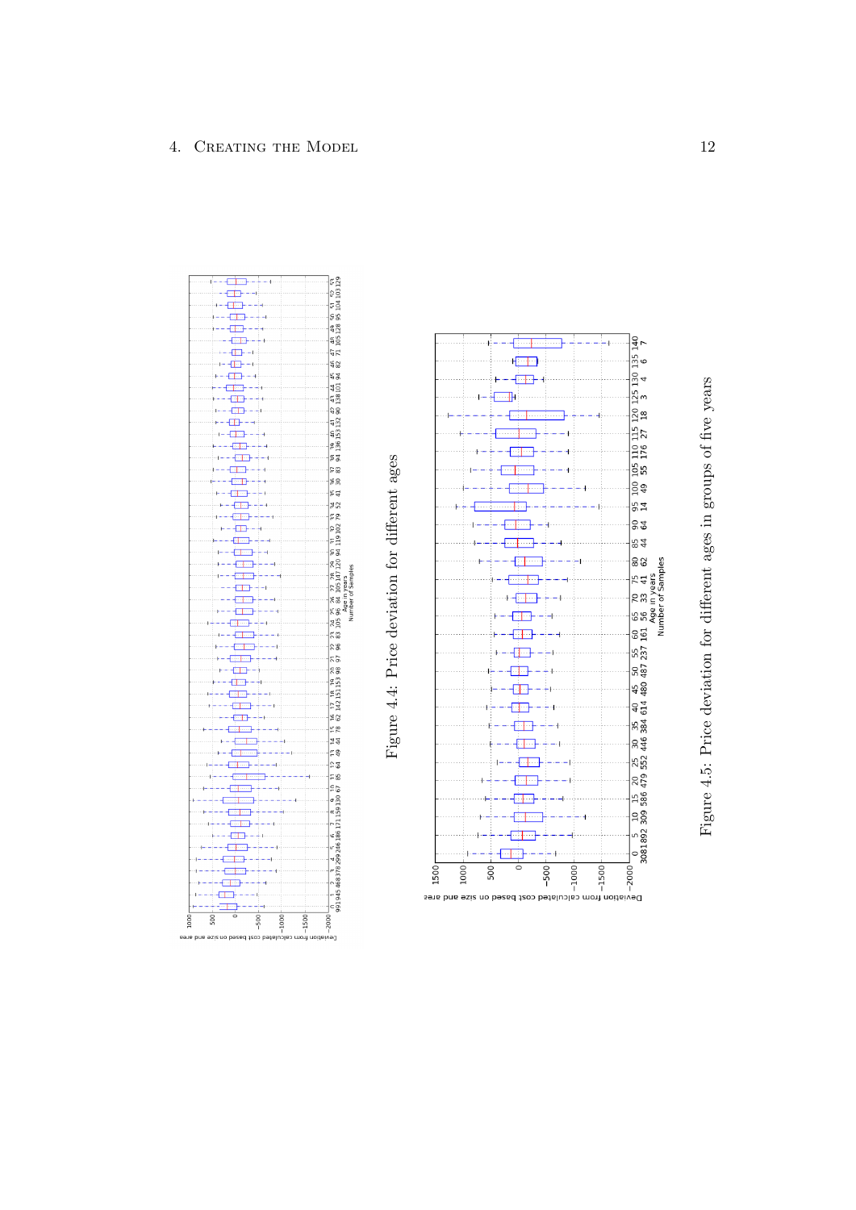Figure 4.4: Price deviation for different ages

Figure 4.5: Price deviation for different ages in groups of five years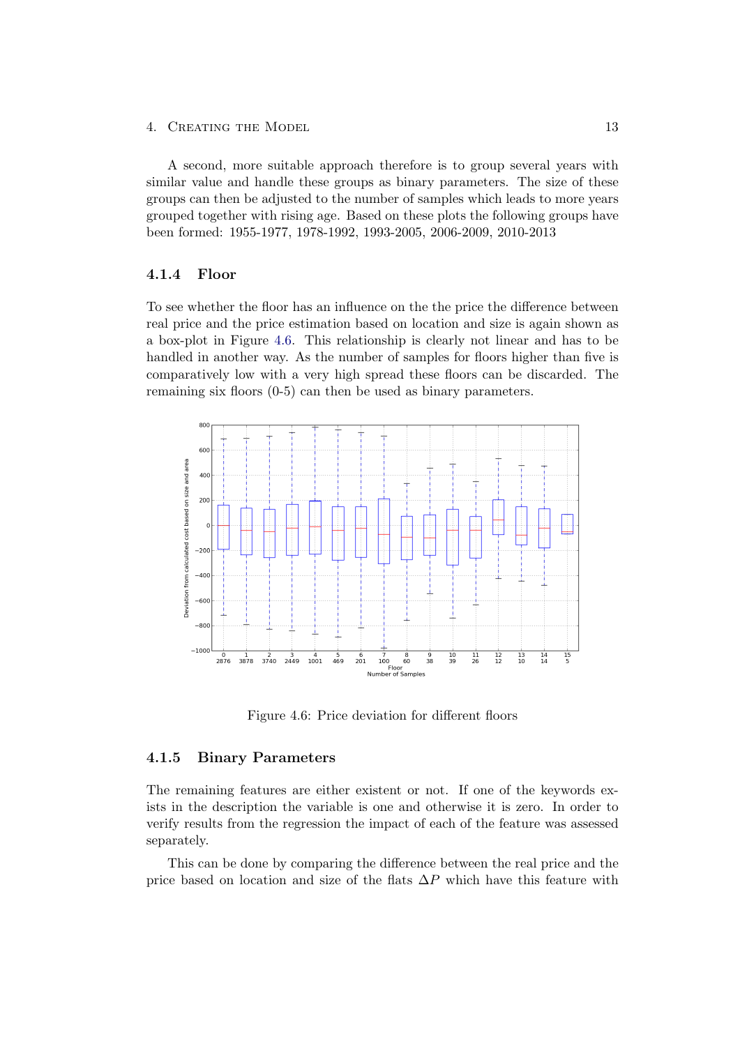A second, more suitable approach therefore is to group several years with similar value and handle these groups as binary parameters. The size of these groups can then be adjusted to the number of samples which leads to more years grouped together with rising age. Based on these plots the following groups have been formed: 1955-1977, 1978-1992, 1993-2005, 2006-2009, 2010-2013

### 4.1.4 Floor

To see whether the floor has an influence on the the price the difference between real price and the price estimation based on location and size is again shown as a box-plot in Figure 4.6. This relationship is clearly not linear and has to be handled in another way. As the number of samples for floors higher than five is comparatively low with a very high spread these floors can be discarded. The remaining six floors (0-5) can then be used as binary parameters.

Figure 4.6: Price deviation for different floors

### 4.1.5 Binary Parameters

The remaining features are either existent or not. If one of the keywords exists in the description the variable is one and otherwise it is zero. In order to verify results from the regression the impact of each of the feature was assessed separately.

This can be done by comparing the difference between the real price and the price based on location and size of the flats $\Delta P$ which have this feature with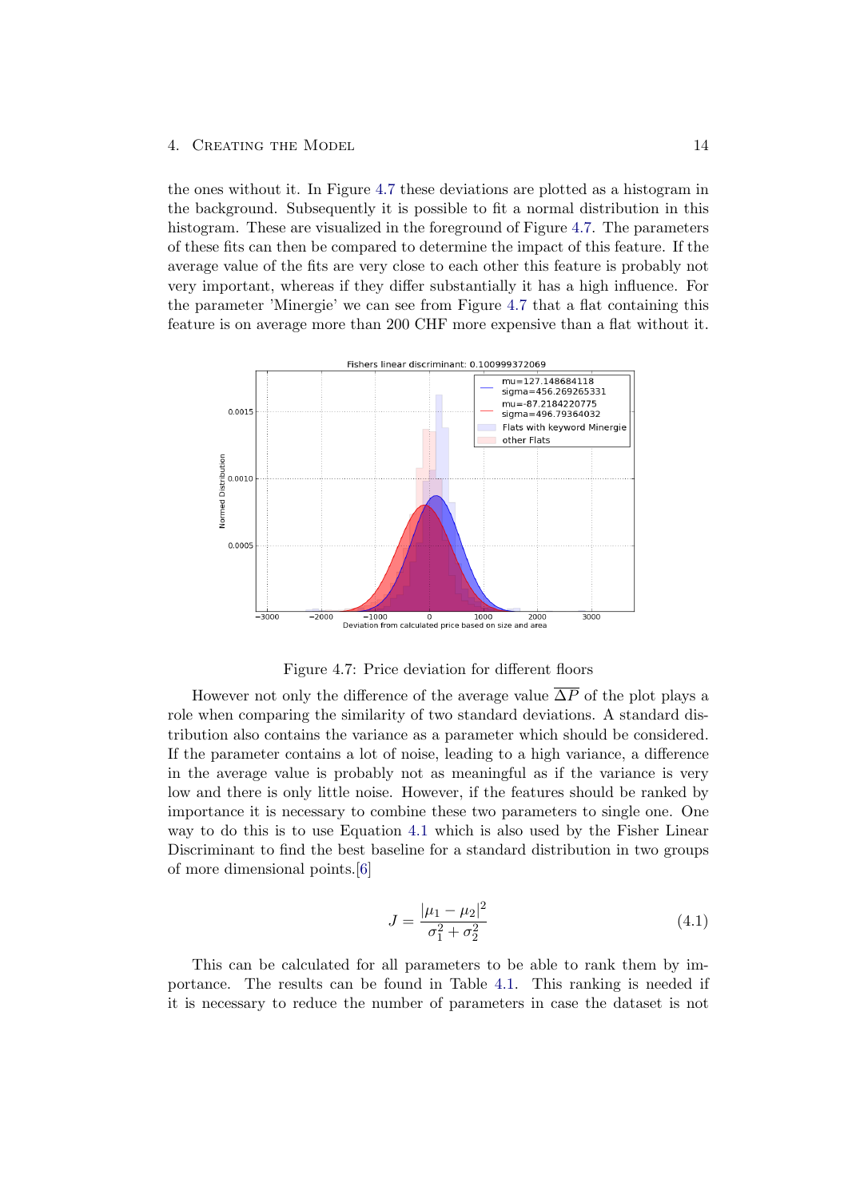the ones without it. In Figure 4.7 these deviations are plotted as a histogram in the background. Subsequently it is possible to fit a normal distribution in this histogram. These are visualized in the foreground of Figure 4.7. The parameters of these fits can then be compared to determine the impact of this feature. If the average value of the fits are very close to each other this feature is probably not very important, whereas if they differ substantially it has a high influence. For the parameter 'Minergie' we can see from Figure 4.7 that a flat containing this feature is on average more than 200 CHF more expensive than a flat without it.

Figure 4.7: Price deviation for different floors

However not only the difference of the average value $\overline{\Delta P}$ of the plot plays a role when comparing the similarity of two standard deviations. A standard distribution also contains the variance as a parameter which should be considered. If the parameter contains a lot of noise, leading to a high variance, a difference in the average value is probably not as meaningful as if the variance is very low and there is only little noise. However, if the features should be ranked by importance it is necessary to combine these two parameters to single one. One way to do this is to use Equation 4.1 which is also used by the Fisher Linear Discriminant to find the best baseline for a standard distribution in two groups of more dimensional points.[6]

$$J = \frac{|\mu_1 - \mu_2|^2}{\sigma_1^2 + \sigma_2^2} \tag{4.1}$$

This can be calculated for all parameters to be able to rank them by importance. The results can be found in Table 4.1. This ranking is needed if it is necessary to reduce the number of parameters in case the dataset is not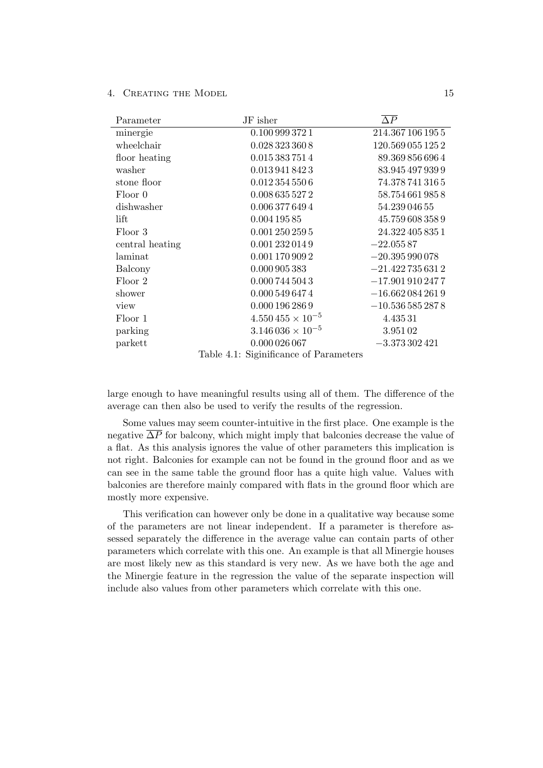| Parameter | JF isher | $\overline{\Delta P}$ |
|---|---|---|
| minergie | 0.100 999 372 1 | 214.367 106 195 5 |
| wheelchair | 0.028 323 360 8 | 120.569 055 125 2 |
| floor heating | 0.015 383 751 4 | 89.369 856 696 4 |
| washer | 0.013 941 842 3 | 83.945 497 939 9 |
| stone floor | 0.012 354 550 6 | 74.378 741 316 5 |
| Floor 0 | 0.008 635 527 2 | 58.754 661 985 8 |
| dishwasher | 0.006 377 649 4 | 54.239 046 55 |
| lift | 0.004 195 85 | 45.759 608 358 9 |
| Floor 3 | 0.001 250 259 5 | 24.322 405 835 1 |
| central heating | 0.001 232 014 9 | −22.055 87 |
| laminat | 0.001 170 909 2 | −20.395 990 078 |
| Balcony | 0.000 905 383 | −21.422 735 631 2 |
| Floor 2 | 0.000 744 504 3 | −17.901 910 247 7 |
| shower | 0.000 549 647 4 | −16.662 084 261 9 |
| view | 0.000 196 286 9 | −10.536 585 287 8 |
| Floor 1 | $4.550\,455 \times 10^{-5}$ | 4.435 31 |
| parking | $3.146\,036 \times 10^{-5}$ | 3.951 02 |
| parkett | 0.000 026 067 | −3.373 302 421 |

Table 4.1: Siginificance of Parameters

large enough to have meaningful results using all of them. The difference of the average can then also be used to verify the results of the regression.

Some values may seem counter-intuitive in the first place. One example is the negative $\overline{\Delta P}$ for balcony, which might imply that balconies decrease the value of a flat. As this analysis ignores the value of other parameters this implication is not right. Balconies for example can not be found in the ground floor and as we can see in the same table the ground floor has a quite high value. Values with balconies are therefore mainly compared with flats in the ground floor which are mostly more expensive.

This verification can however only be done in a qualitative way because some of the parameters are not linear independent. If a parameter is therefore assessed separately the difference in the average value can contain parts of other parameters which correlate with this one. An example is that all Minergie houses are most likely new as this standard is very new. As we have both the age and the Minergie feature in the regression the value of the separate inspection will include also values from other parameters which correlate with this one.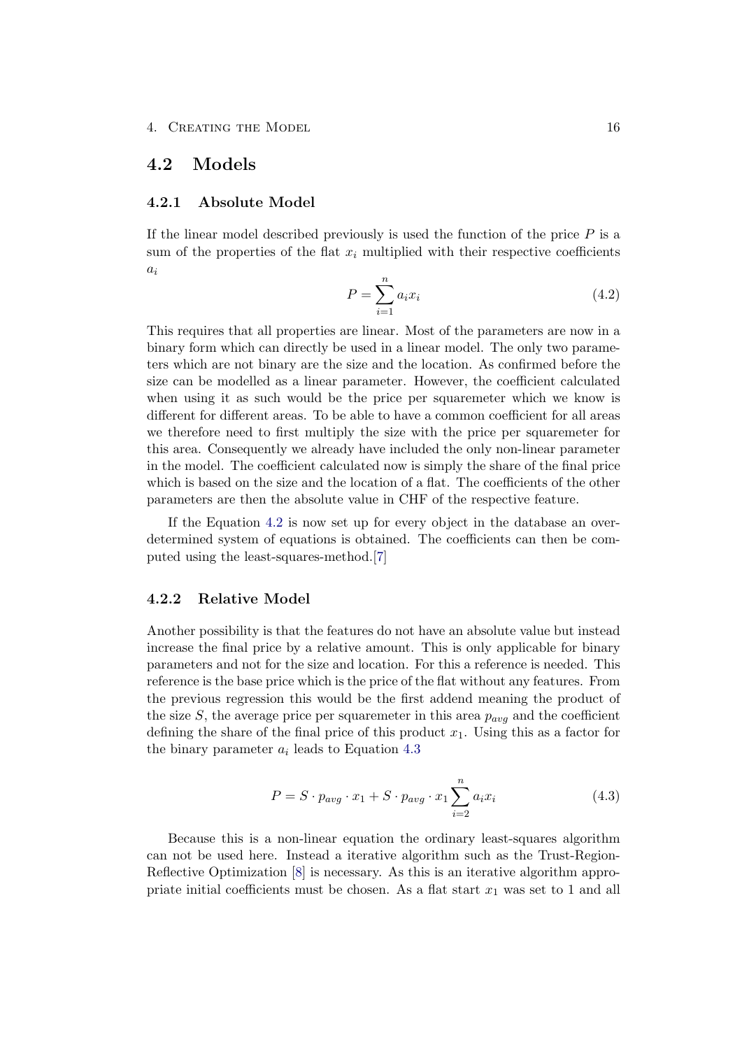## 4.2 Models

### 4.2.1 Absolute Model

If the linear model described previously is used the function of the price $P$ is a sum of the properties of the flat $x_i$ multiplied with their respective coefficients $a_i$

$$P = \sum_{i=1}^{n} a_i x_i \tag{4.2}$$

This requires that all properties are linear. Most of the parameters are now in a binary form which can directly be used in a linear model. The only two parameters which are not binary are the size and the location. As confirmed before the size can be modelled as a linear parameter. However, the coefficient calculated when using it as such would be the price per squaremeter which we know is different for different areas. To be able to have a common coefficient for all areas we therefore need to first multiply the size with the price per squaremeter for this area. Consequently we already have included the only non-linear parameter in the model. The coefficient calculated now is simply the share of the final price which is based on the size and the location of a flat. The coefficients of the other parameters are then the absolute value in CHF of the respective feature.

If the Equation 4.2 is now set up for every object in the database an overdetermined system of equations is obtained. The coefficients can then be computed using the least-squares-method.[7]

### 4.2.2 Relative Model

Another possibility is that the features do not have an absolute value but instead increase the final price by a relative amount. This is only applicable for binary parameters and not for the size and location. For this a reference is needed. This reference is the base price which is the price of the flat without any features. From the previous regression this would be the first addend meaning the product of the size $S$, the average price per squaremeter in this area $p_{avg}$ and the coefficient defining the share of the final price of this product $x_1$. Using this as a factor for the binary parameter $a_i$ leads to Equation 4.3

$$P = S \cdot p_{avg} \cdot x_1 + S \cdot p_{avg} \cdot x_1 \sum_{i=2}^{n} a_i x_i \tag{4.3}$$

Because this is a non-linear equation the ordinary least-squares algorithm can not be used here. Instead a iterative algorithm such as the Trust-Region-Reflective Optimization [8] is necessary. As this is an iterative algorithm appropriate initial coefficients must be chosen. As a flat start $x_1$ was set to 1 and all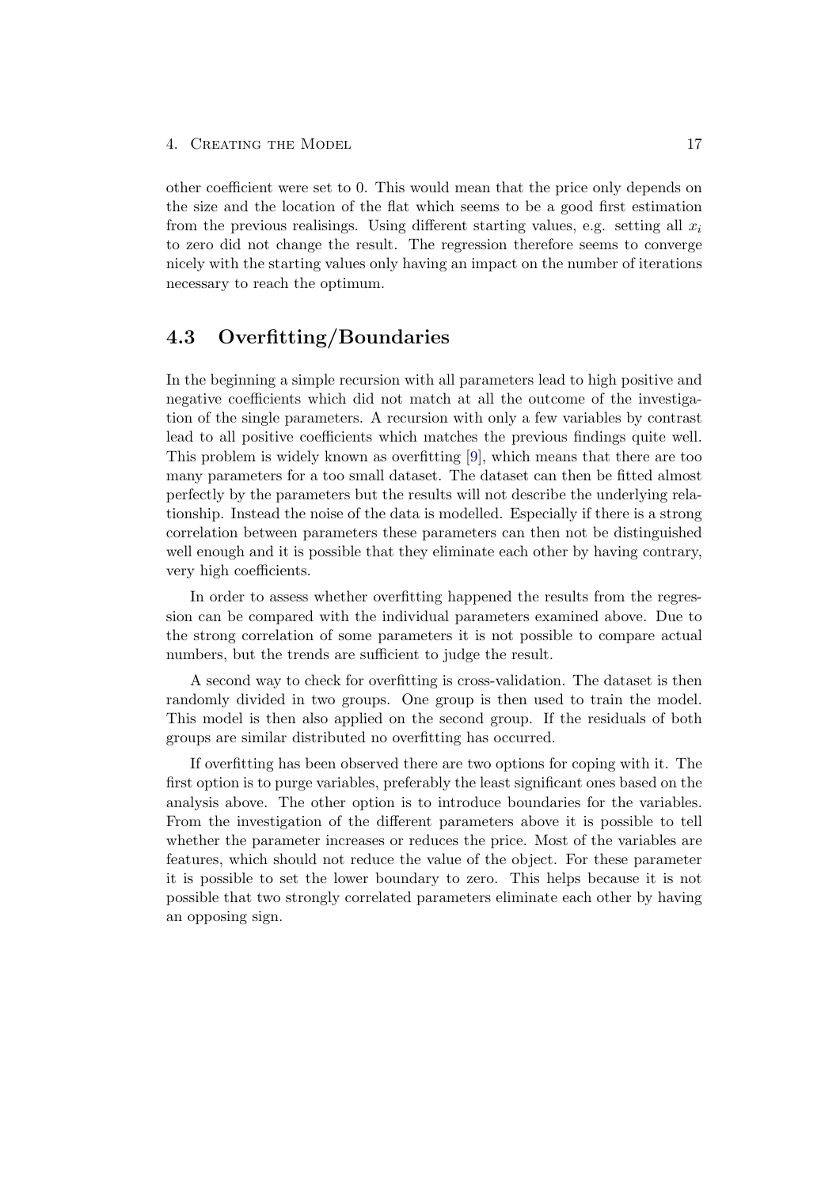other coefficient were set to 0. This would mean that the price only depends on the size and the location of the flat which seems to be a good first estimation from the previous realisings. Using different starting values, e.g. setting all $x_i$ to zero did not change the result. The regression therefore seems to converge nicely with the starting values only having an impact on the number of iterations necessary to reach the optimum.

## 4.3 Overfitting/Boundaries

In the beginning a simple recursion with all parameters lead to high positive and negative coefficients which did not match at all the outcome of the investigation of the single parameters. A recursion with only a few variables by contrast lead to all positive coefficients which matches the previous findings quite well. This problem is widely known as overfitting [9], which means that there are too many parameters for a too small dataset. The dataset can then be fitted almost perfectly by the parameters but the results will not describe the underlying relationship. Instead the noise of the data is modelled. Especially if there is a strong correlation between parameters these parameters can then not be distinguished well enough and it is possible that they eliminate each other by having contrary, very high coefficients.

In order to assess whether overfitting happened the results from the regression can be compared with the individual parameters examined above. Due to the strong correlation of some parameters it is not possible to compare actual numbers, but the trends are sufficient to judge the result.

A second way to check for overfitting is cross-validation. The dataset is then randomly divided in two groups. One group is then used to train the model. This model is then also applied on the second group. If the residuals of both groups are similar distributed no overfitting has occurred.

If overfitting has been observed there are two options for coping with it. The first option is to purge variables, preferably the least significant ones based on the analysis above. The other option is to introduce boundaries for the variables. From the investigation of the different parameters above it is possible to tell whether the parameter increases or reduces the price. Most of the variables are features, which should not reduce the value of the object. For these parameter it is possible to set the lower boundary to zero. This helps because it is not possible that two strongly correlated parameters eliminate each other by having an opposing sign.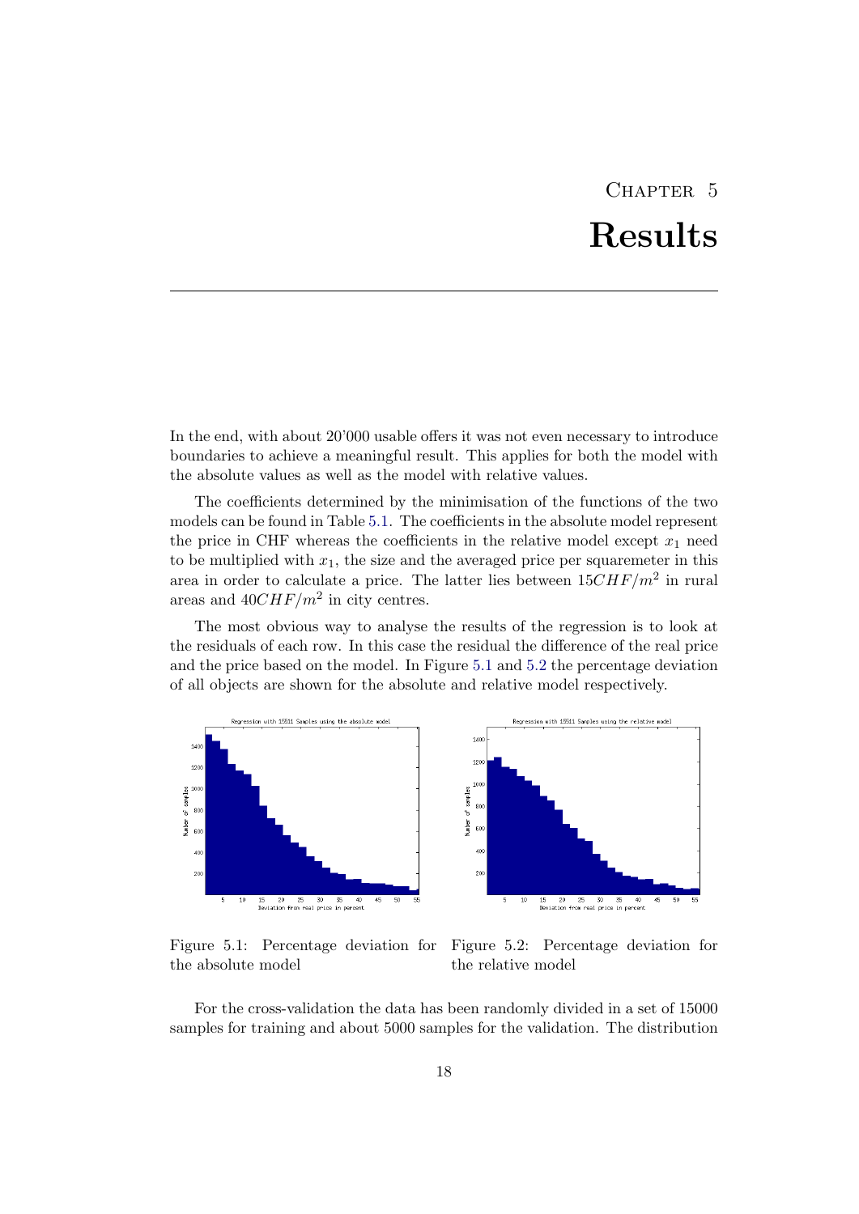# Chapter 5

# Results

In the end, with about 20'000 usable offers it was not even necessary to introduce boundaries to achieve a meaningful result. This applies for both the model with the absolute values as well as the model with relative values.

The coefficients determined by the minimisation of the functions of the two models can be found in Table 5.1. The coefficients in the absolute model represent the price in CHF whereas the coefficients in the relative model except $x_1$ need to be multiplied with $x_1$, the size and the averaged price per squaremeter in this area in order to calculate a price. The latter lies between $15CHF/m^2$ in rural areas and $40CHF/m^2$ in city centres.

The most obvious way to analyse the results of the regression is to look at the residuals of each row. In this case the residual the difference of the real price and the price based on the model. In Figure 5.1 and 5.2 the percentage deviation of all objects are shown for the absolute and relative model respectively.

Figure 5.1: Percentage deviation for the absolute model

Figure 5.2: Percentage deviation for the relative model

For the cross-validation the data has been randomly divided in a set of 15000 samples for training and about 5000 samples for the validation. The distribution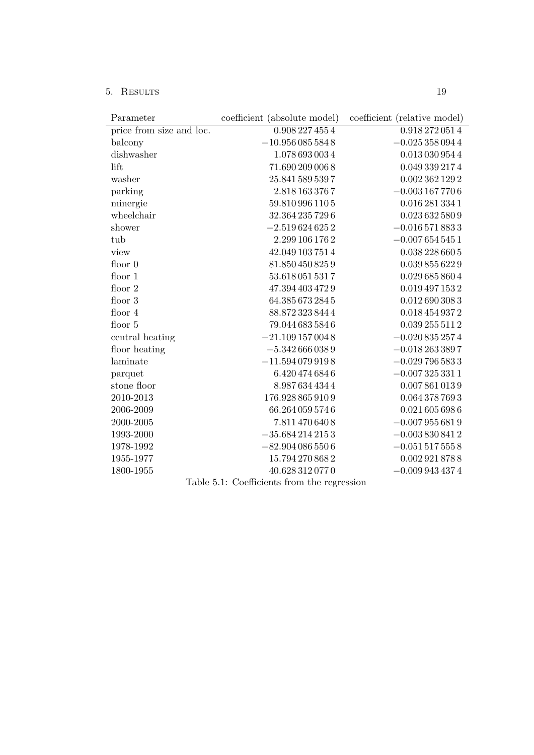| Parameter | coefficient (absolute model) | coefficient (relative model) |
|---|---|---|
| price from size and loc. | 0.908 227 455 4 | 0.918 272 051 4 |
| balcony | −10.956 085 584 8 | −0.025 358 094 4 |
| dishwasher | 1.078 693 003 4 | 0.013 030 954 4 |
| lift | 71.690 209 006 8 | 0.049 339 217 4 |
| washer | 25.841 589 539 7 | 0.002 362 129 2 |
| parking | 2.818 163 376 7 | −0.003 167 770 6 |
| minergie | 59.810 996 110 5 | 0.016 281 334 1 |
| wheelchair | 32.364 235 729 6 | 0.023 632 580 9 |
| shower | −2.519 624 625 2 | −0.016 571 883 3 |
| tub | 2.299 106 176 2 | −0.007 654 545 1 |
| view | 42.049 103 751 4 | 0.038 228 660 5 |
| floor 0 | 81.850 450 825 9 | 0.039 855 622 9 |
| floor 1 | 53.618 051 531 7 | 0.029 685 860 4 |
| floor 2 | 47.394 403 472 9 | 0.019 497 153 2 |
| floor 3 | 64.385 673 284 5 | 0.012 690 308 3 |
| floor 4 | 88.872 323 844 4 | 0.018 454 937 2 |
| floor 5 | 79.044 683 584 6 | 0.039 255 511 2 |
| central heating | −21.109 157 004 8 | −0.020 835 257 4 |
| floor heating | −5.342 666 038 9 | −0.018 263 389 7 |
| laminate | −11.594 079 919 8 | −0.029 796 583 3 |
| parquet | 6.420 474 684 6 | −0.007 325 331 1 |
| stone floor | 8.987 634 434 4 | 0.007 861 013 9 |
| 2010-2013 | 176.928 865 910 9 | 0.064 378 769 3 |
| 2006-2009 | 66.264 059 574 6 | 0.021 605 698 6 |
| 2000-2005 | 7.811 470 640 8 | −0.007 955 681 9 |
| 1993-2000 | −35.684 214 215 3 | −0.003 830 841 2 |
| 1978-1992 | −82.904 086 550 6 | −0.051 517 555 8 |
| 1955-1977 | 15.794 270 868 2 | 0.002 921 878 8 |
| 1800-1955 | 40.628 312 077 0 | −0.009 943 437 4 |

Table 5.1: Coefficients from the regression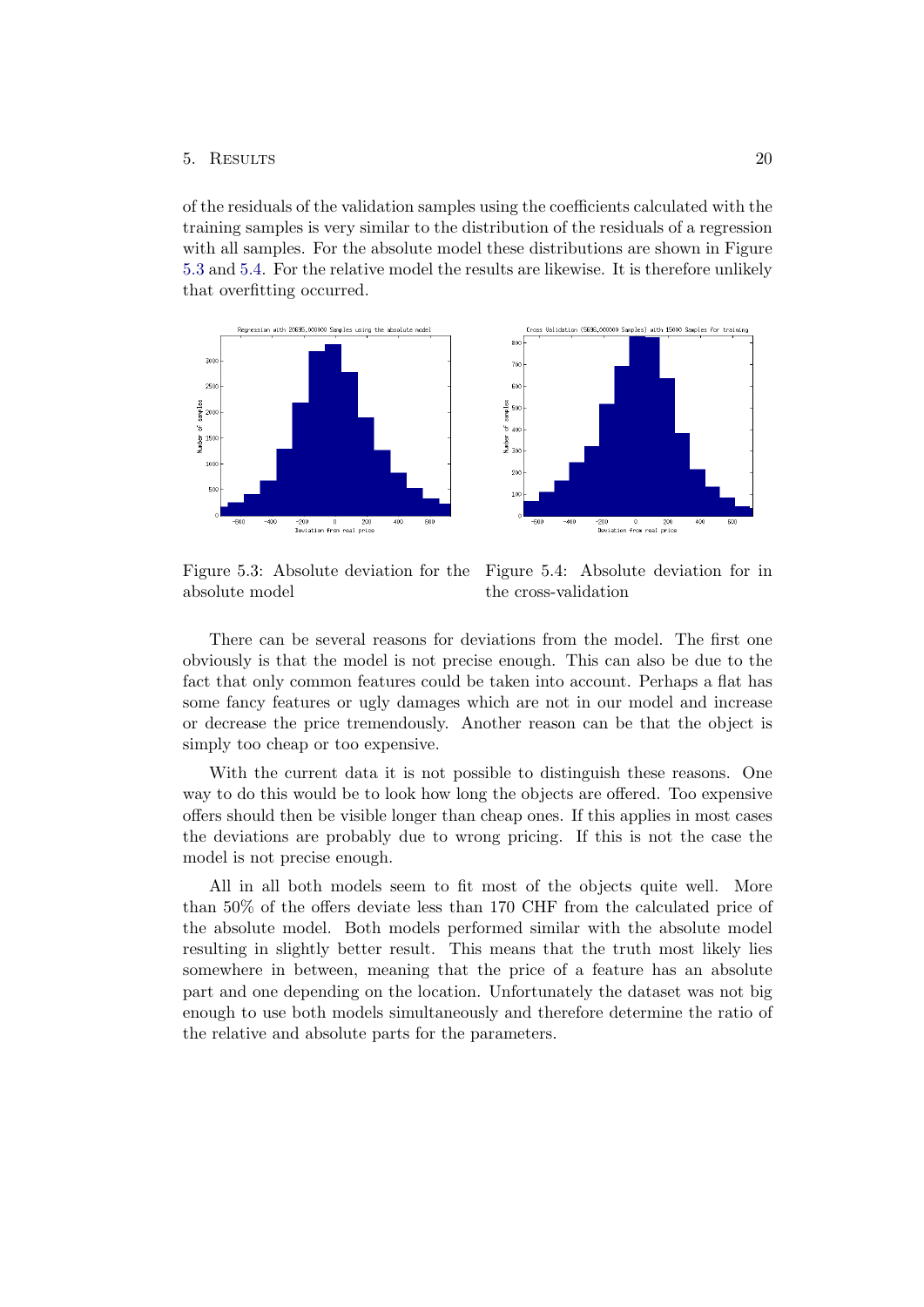of the residuals of the validation samples using the coefficients calculated with the training samples is very similar to the distribution of the residuals of a regression with all samples. For the absolute model these distributions are shown in Figure 5.3 and 5.4. For the relative model the results are likewise. It is therefore unlikely that overfitting occurred.

Figure 5.3: Absolute deviation for the absolute model

Figure 5.4: Absolute deviation for in the cross-validation

There can be several reasons for deviations from the model. The first one obviously is that the model is not precise enough. This can also be due to the fact that only common features could be taken into account. Perhaps a flat has some fancy features or ugly damages which are not in our model and increase or decrease the price tremendously. Another reason can be that the object is simply too cheap or too expensive.

With the current data it is not possible to distinguish these reasons. One way to do this would be to look how long the objects are offered. Too expensive offers should then be visible longer than cheap ones. If this applies in most cases the deviations are probably due to wrong pricing. If this is not the case the model is not precise enough.

All in all both models seem to fit most of the objects quite well. More than 50% of the offers deviate less than 170 CHF from the calculated price of the absolute model. Both models performed similar with the absolute model resulting in slightly better result. This means that the truth most likely lies somewhere in between, meaning that the price of a feature has an absolute part and one depending on the location. Unfortunately the dataset was not big enough to use both models simultaneously and therefore determine the ratio of the relative and absolute parts for the parameters.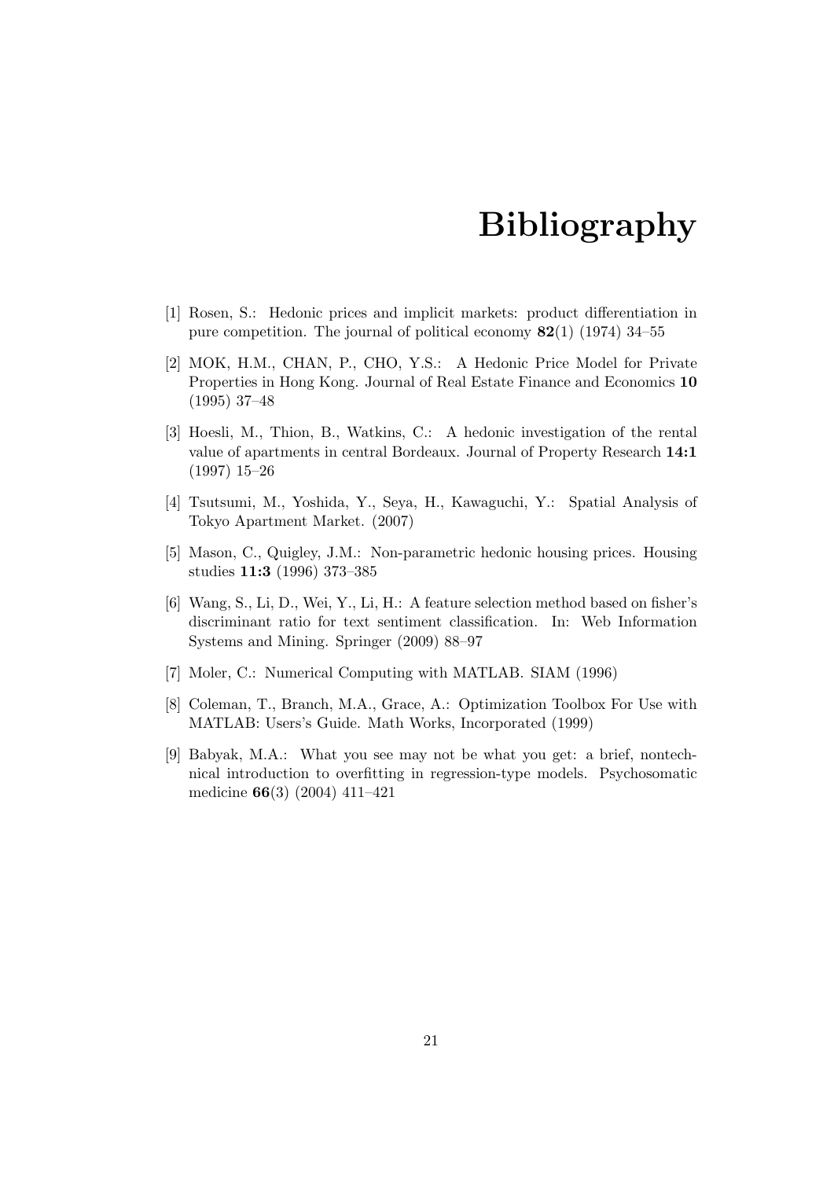# Bibliography

[1] Rosen, S.: Hedonic prices and implicit markets: product differentiation in pure competition. The journal of political economy **82**(1) (1974) 34–55

[2] MOK, H.M., CHAN, P., CHO, Y.S.: A Hedonic Price Model for Private Properties in Hong Kong. Journal of Real Estate Finance and Economics **10** (1995) 37–48

[3] Hoesli, M., Thion, B., Watkins, C.: A hedonic investigation of the rental value of apartments in central Bordeaux. Journal of Property Research **14:1** (1997) 15–26

[4] Tsutsumi, M., Yoshida, Y., Seya, H., Kawaguchi, Y.: Spatial Analysis of Tokyo Apartment Market. (2007)

[5] Mason, C., Quigley, J.M.: Non-parametric hedonic housing prices. Housing studies **11:3** (1996) 373–385

[6] Wang, S., Li, D., Wei, Y., Li, H.: A feature selection method based on fisher's discriminant ratio for text sentiment classification. In: Web Information Systems and Mining. Springer (2009) 88–97

[7] Moler, C.: Numerical Computing with MATLAB. SIAM (1996)

[8] Coleman, T., Branch, M.A., Grace, A.: Optimization Toolbox For Use with MATLAB: Users's Guide. Math Works, Incorporated (1999)

[9] Babyak, M.A.: What you see may not be what you get: a brief, nontechnical introduction to overfitting in regression-type models. Psychosomatic medicine **66**(3) (2004) 411–421